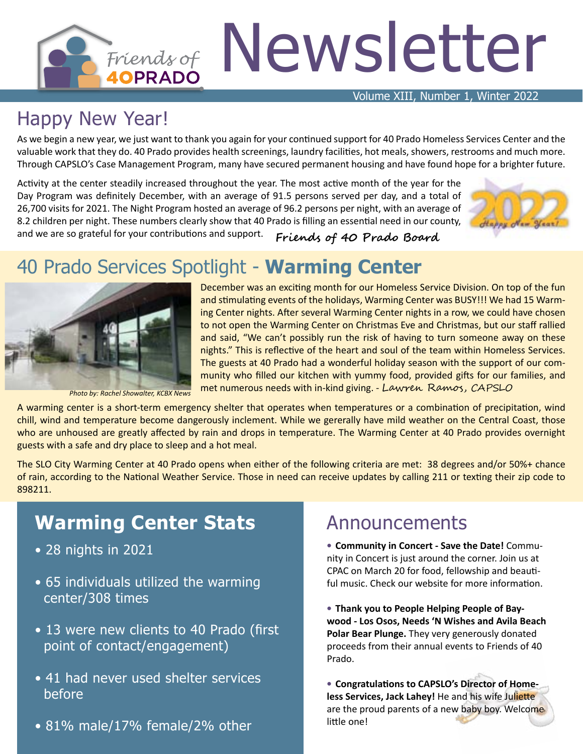# Friends of 40PRADO Newsletter

Volume XIII, Number 1, Winter 2022

## Happy New Year!

As we begin a new year, we just want to thank you again for your continued support for 40 Prado Homeless Services Center and the valuable work that they do. 40 Prado provides health screenings, laundry facilities, hot meals, showers, restrooms and much more. Through CAPSLO's Case Management Program, many have secured permanent housing and have found hope for a brighter future.

Activity at the center steadily increased throughout the year. The most active month of the year for the Day Program was definitely December, with an average of 91.5 persons served per day, and a total of 26,700 visits for 2021. The Night Program hosted an average of 96.2 persons per night, with an average of 8.2 children per night. These numbers clearly show that 40 Prado is filling an essential need in our county, and we are so grateful for your contributions and support. *Friends of 40 Prado Board*

## 40 Prado Services Spotlight - **Warming Center**

*Photo by: Rachel Showalter, KCBX News*

December was an exciting month for our Homeless Service Division. On top of the fun and stimulating events of the holidays, Warming Center was BUSY!!! We had 15 Warming Center nights. After several Warming Center nights in a row, we could have chosen to not open the Warming Center on Christmas Eve and Christmas, but our staff rallied and said, "We can't possibly run the risk of having to turn someone away on these nights." This is reflective of the heart and soul of the team within Homeless Services. The guests at 40 Prado had a wonderful holiday season with the support of our community who filled our kitchen with yummy food, provided gifts for our families, and met numerous needs with in-kind giving. - *Lawren Ramos, CAPSLO*

A warming center is a short-term emergency shelter that operates when temperatures or a combination of precipitation, wind chill, wind and temperature become dangerously inclement. While we gererally have mild weather on the Central Coast, those who are unhoused are greatly affected by rain and drops in temperature. The Warming Center at 40 Prado provides overnight guests with a safe and dry place to sleep and a hot meal.

The SLO City Warming Center at 40 Prado opens when either of the following criteria are met: 38 degrees and/or 50%+ chance of rain, according to the National Weather Service. Those in need can receive updates by calling 211 or texting their zip code to 898211.

## Warming Center Stats

- 28 nights in 2021
- 65 individuals utilized the warming center/308 times
- 13 were new clients to 40 Prado (first point of contact/engagement)
- 41 had never used shelter services before
- 81% male/17% female/2% other

## Announcements

- **Community in Concert - Save the Date!** Community in Concert is just around the corner. Join us at CPAC on March 20 for food, fellowship and beautiful music. Check our website for more information.
- **Thank you to People Helping People of Baywood - Los Osos, Needs 'N Wishes and Avila Beach Polar Bear Plunge.** They very generously donated proceeds from their annual events to Friends of 40 Prado.
- **Congratulations to CAPSLO's Director of Homeless Services, Jack Lahey!** He and his wife Juliette are the proud parents of a new baby boy. Welcome little one!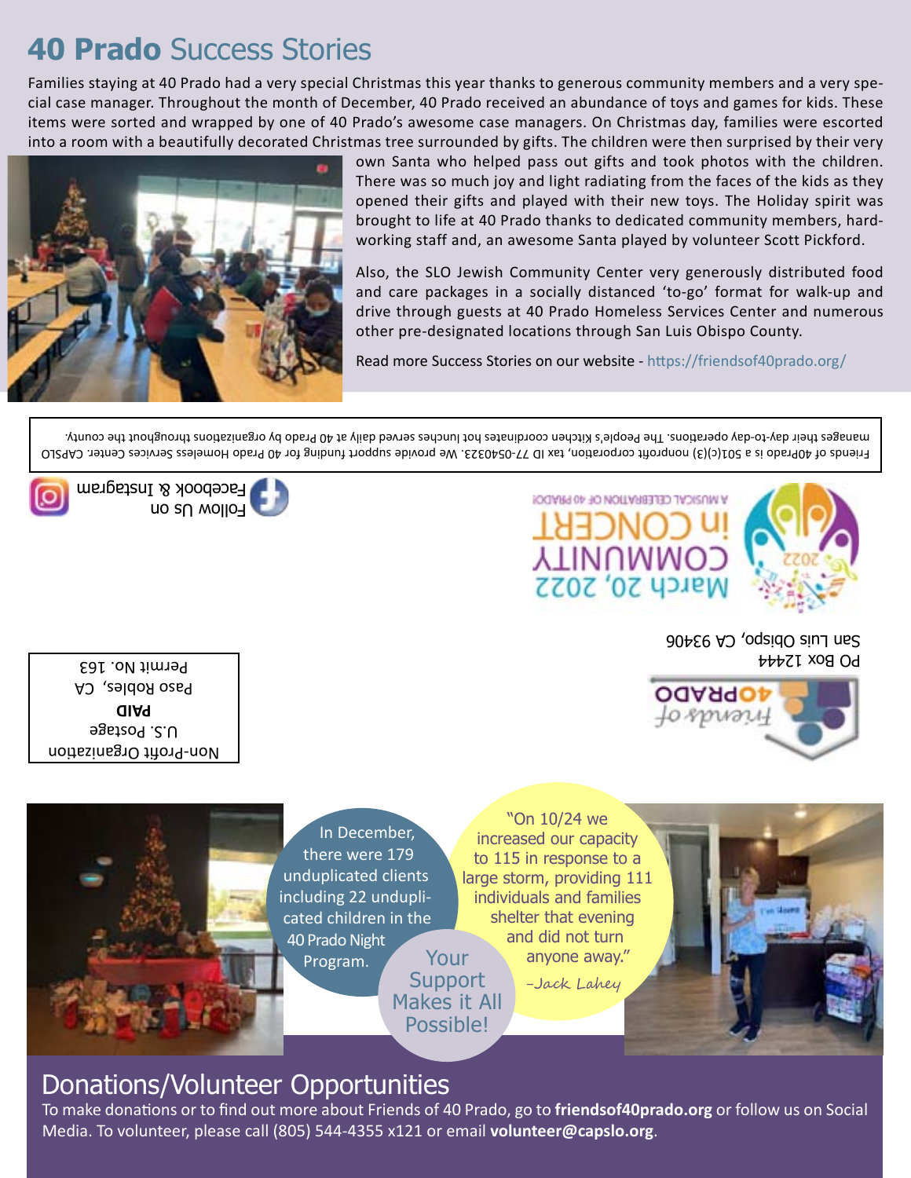# 40 Prado Success Stories

Families staying at 40 Prado had a very special Christmas this year thanks to generous community members and a very special case manager. Throughout the month of December, 40 Prado received an abundance of toys and games for kids. These items were sorted and wrapped by one of 40 Prado's awesome case managers. On Christmas day, families were escorted into a room with a beautifully decorated Christmas tree surrounded by gifts. The children were then surprised by their very own Santa who helped pass out gifts and took photos with the children. There was so much joy and light radiating from the faces of the kids as they opened their gifts and played with their new toys. The Holiday spirit was brought to life at 40 Prado thanks to dedicated community members, hard-working staff and, an awesome Santa played by volunteer Scott Pickford.

Also, the SLO Jewish Community Center very generously distributed food and care packages in a socially distanced 'to-go' format for walk-up and drive through guests at 40 Prado Homeless Services Center and numerous other pre-designated locations through San Luis Obispo County.

Read more Success Stories on our website - https://friendsof40prado.org/

Friends of 40Prado is a 501(c)(3) nonprofit corporation, tax ID 77-0540323. We provide support funding for 40 Prado Homeless Services Center. CAPSLO manages their day-to-day operations. The People's Kitchen coordinates hot lunches served daily at 40 Prado by organizations throughout the county.

Follow Us on Facebook & Instagram

March 20, 2022
COMMUNITY in CONCERT
A MUSICAL CELEBRATION OF 40 PRADO
2022

Friends of 40PRADO
PO Box 12444
San Luis Obispo, CA 93406

Non-Profit Organization
U.S. Postage
**PAID**
Paso Robles, CA
Permit No. 163

In December, there were 179 unduplicated clients including 22 unduplicated children in the 40 Prado Night Program.

"On 10/24 we increased our capacity to 115 in response to a large storm, providing 111 individuals and families shelter that evening and did not turn anyone away."
*–Jack Lahey*

Your Support Makes it All Possible!

## Donations/Volunteer Opportunities

To make donations or to find out more about Friends of 40 Prado, go to **friendsof40prado.org** or follow us on Social Media. To volunteer, please call (805) 544-4355 x121 or email **volunteer@capslo.org**.